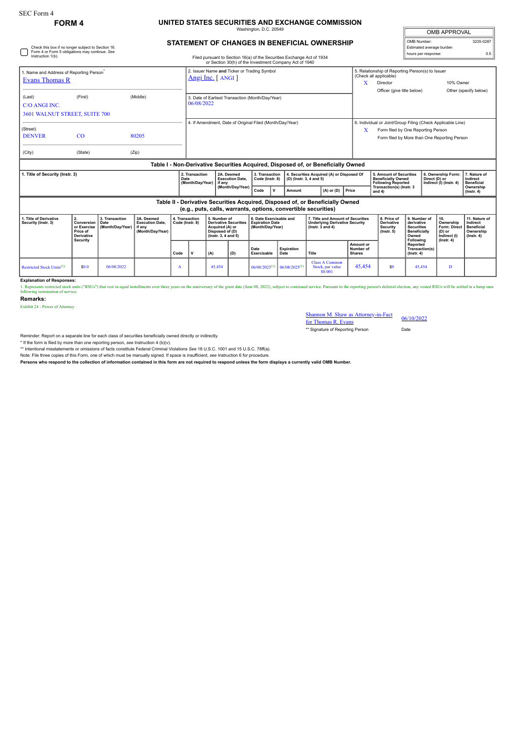SEC Form 4

**FORM 4**

# UNITED STATES SECURITIES AND EXCHANGE COMMISSION

Washington, D.C. 20549

## STATEMENT OF CHANGES IN BENEFICIAL OWNERSHIP

Filed pursuant to Section 16(a) of the Securities Exchange Act of 1934 or Section 30(h) of the Investment Company Act of 1940

| OMB APPROVAL | |
|---|---|
| OMB Number: | 3235-0287 |
| Estimated average burden | |
| hours per response: | 0.5 |

☐ Check this box if no longer subject to Section 16. Form 4 or Form 5 obligations may continue. *See* Instruction 1(b).

1. Name and Address of Reporting Person*
Evans Thomas R

(Last) (First) (Middle)
C/O ANGI INC.
3601 WALNUT STREET, SUITE 700

(Street)
DENVER CO 80205

(City) (State) (Zip)

2. Issuer Name and Ticker or Trading Symbol
Angi Inc. [ ANGI ]

3. Date of Earliest Transaction (Month/Day/Year)
06/08/2022

4. If Amendment, Date of Original Filed (Month/Day/Year)

5. Relationship of Reporting Person(s) to Issuer (Check all applicable)
X Director
10% Owner
Officer (give title below)
Other (specify below)

6. Individual or Joint/Group Filing (Check Applicable Line)
X Form filed by One Reporting Person
Form filed by More than One Reporting Person

### Table I - Non-Derivative Securities Acquired, Disposed of, or Beneficially Owned

| 1. Title of Security (Instr. 3) | 2. Transaction Date (Month/Day/Year) | 2A. Deemed Execution Date, if any (Month/Day/Year) | 3. Transaction Code (Instr. 8) | | 4. Securities Acquired (A) or Disposed Of (D) (Instr. 3, 4 and 5) | | | 5. Amount of Securities Beneficially Owned Following Reported Transaction(s) (Instr. 3 and 4) | 6. Ownership Form: Direct (D) or Indirect (I) (Instr. 4) | 7. Nature of Indirect Beneficial Ownership (Instr. 4) |
|---|---|---|---|---|---|---|---|---|---|---|
| | | | Code | V | Amount | (A) or (D) | Price | | | |

### Table II - Derivative Securities Acquired, Disposed of, or Beneficially Owned (e.g., puts, calls, warrants, options, convertible securities)

| 1. Title of Derivative Security (Instr. 3) | 2. Conversion or Exercise Price of Derivative Security | 3. Transaction Date (Month/Day/Year) | 3A. Deemed Execution Date, if any (Month/Day/Year) | 4. Transaction Code (Instr. 8) | | 5. Number of Derivative Securities Acquired (A) or Disposed of (D) (Instr. 3, 4 and 5) | | 6. Date Exercisable and Expiration Date (Month/Day/Year) | | 7. Title and Amount of Securities Underlying Derivative Security (Instr. 3 and 4) | | 8. Price of Derivative Security (Instr. 5) | 9. Number of derivative Securities Beneficially Owned Following Reported Transaction(s) (Instr. 4) | 10. Ownership Form: Direct (D) or Indirect (I) (Instr. 4) | 11. Nature of Indirect Beneficial Ownership (Instr. 4) |
|---|---|---|---|---|---|---|---|---|---|---|---|---|---|---|---|
| | | | | Code | V | (A) | (D) | Date Exercisable | Expiration Date | Title | Amount or Number of Shares | | | | |
| Restricted Stock Units[(1)] | $0.0 | 06/08/2022 | | A | | 45,454 | | 06/08/2023[(1)] | 06/08/2025[(1)] | Class A Common Stock, par value $0.001 | 45,454 | $0 | 45,454 | D | |

**Explanation of Responses:**

1. Represents restricted stock units ("RSUs") that vest in equal installments over three years on the anniversary of the grant date (June 08, 2022), subject to continued service. Pursuant to the reporting person's deferral election, any vested RSUs will be settled in a lump sum following termination of service.

**Remarks:**

Exhibit 24 - Power of Attorney

Shannon M. Shaw as Attorney-in-Fact for Thomas R. Evans — 06/10/2022

** Signature of Reporting Person — Date

Reminder: Report on a separate line for each class of securities beneficially owned directly or indirectly.

* If the form is filed by more than one reporting person, *see* Instruction 4 (b)(v).

** Intentional misstatements or omissions of facts constitute Federal Criminal Violations *See* 18 U.S.C. 1001 and 15 U.S.C. 78ff(a).

Note: File three copies of this Form, one of which must be manually signed. If space is insufficient, *see* Instruction 6 for procedure.

**Persons who respond to the collection of information contained in this form are not required to respond unless the form displays a currently valid OMB Number.**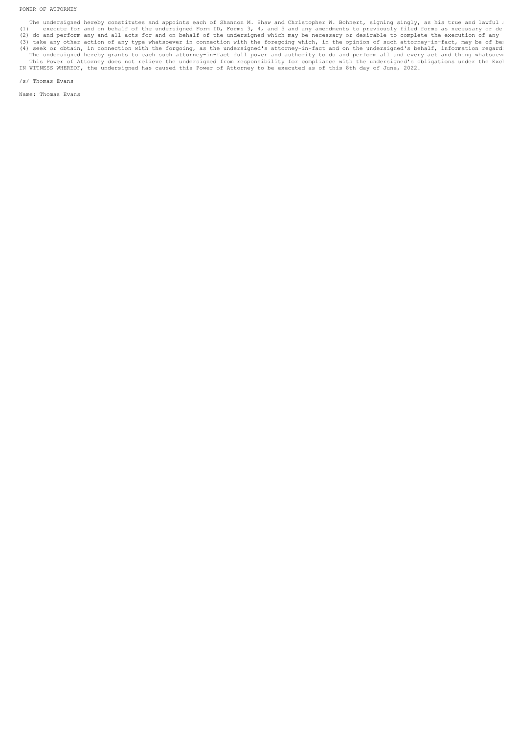POWER OF ATTORNEY

The undersigned hereby constitutes and appoints each of Shannon M. Shaw and Christopher W. Bohnert, signing singly, as his true and lawful a

(1) execute for and on behalf of the undersigned Form ID, Forms 3, 4, and 5 and any amendments to previously filed forms as necessary or de

(2) do and perform any and all acts for and on behalf of the undersigned which may be necessary or desirable to complete the execution of any

(3) take any other action of any type whatsoever in connection with the foregoing which, in the opinion of such attorney-in-fact, may be of ben

(4) seek or obtain, in connection with the forgoing, as the undersigned's attorney-in-fact and on the undersigned's behalf, information regardi

The undersigned hereby grants to each such attorney-in-fact full power and authority to do and perform all and every act and thing whatsoeve

This Power of Attorney does not relieve the undersigned from responsibility for compliance with the undersigned's obligations under the Exch

IN WITNESS WHEREOF, the undersigned has caused this Power of Attorney to be executed as of this 8th day of June, 2022.

/s/ Thomas Evans

Name: Thomas Evans